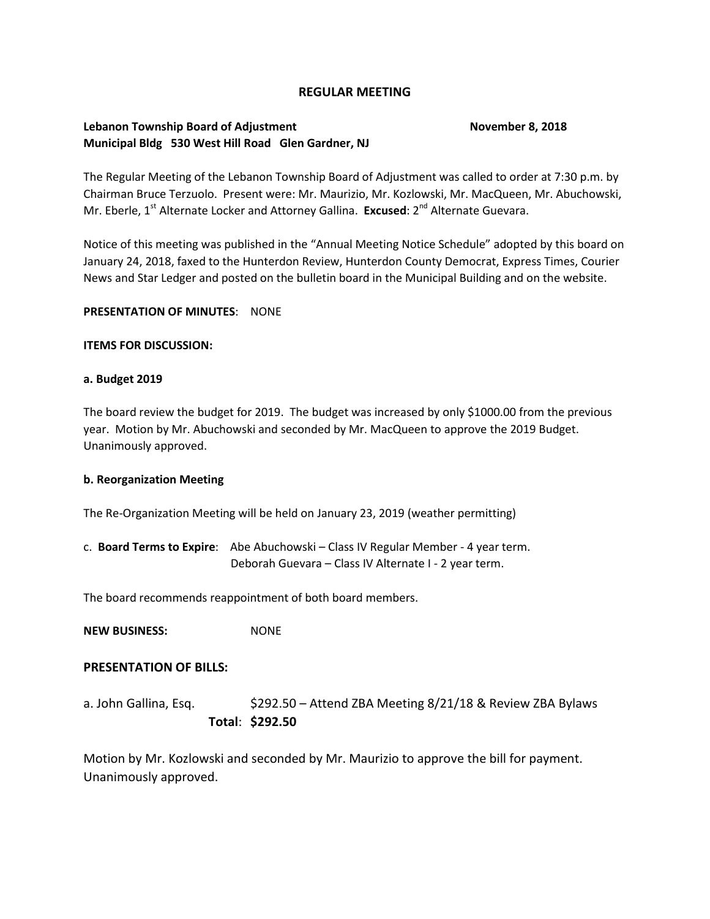**REGULAR MEETING**

**Lebanon Township Board of Adjustment** **November 8, 2018**
**Municipal Bldg 530 West Hill Road Glen Gardner, NJ**

The Regular Meeting of the Lebanon Township Board of Adjustment was called to order at 7:30 p.m. by Chairman Bruce Terzuolo. Present were: Mr. Maurizio, Mr. Kozlowski, Mr. MacQueen, Mr. Abuchowski, Mr. Eberle, 1st Alternate Locker and Attorney Gallina. **Excused**: 2nd Alternate Guevara.

Notice of this meeting was published in the "Annual Meeting Notice Schedule" adopted by this board on January 24, 2018, faxed to the Hunterdon Review, Hunterdon County Democrat, Express Times, Courier News and Star Ledger and posted on the bulletin board in the Municipal Building and on the website.

**PRESENTATION OF MINUTES**: NONE

**ITEMS FOR DISCUSSION:**

**a. Budget 2019**

The board review the budget for 2019. The budget was increased by only $1000.00 from the previous year. Motion by Mr. Abuchowski and seconded by Mr. MacQueen to approve the 2019 Budget. Unanimously approved.

**b. Reorganization Meeting**

The Re-Organization Meeting will be held on January 23, 2019 (weather permitting)

c. **Board Terms to Expire**: Abe Abuchowski – Class IV Regular Member - 4 year term.
Deborah Guevara – Class IV Alternate I - 2 year term.

The board recommends reappointment of both board members.

**NEW BUSINESS:** NONE

**PRESENTATION OF BILLS:**

a. John Gallina, Esq. $292.50 – Attend ZBA Meeting 8/21/18 & Review ZBA Bylaws
**Total**: **$292.50**

Motion by Mr. Kozlowski and seconded by Mr. Maurizio to approve the bill for payment. Unanimously approved.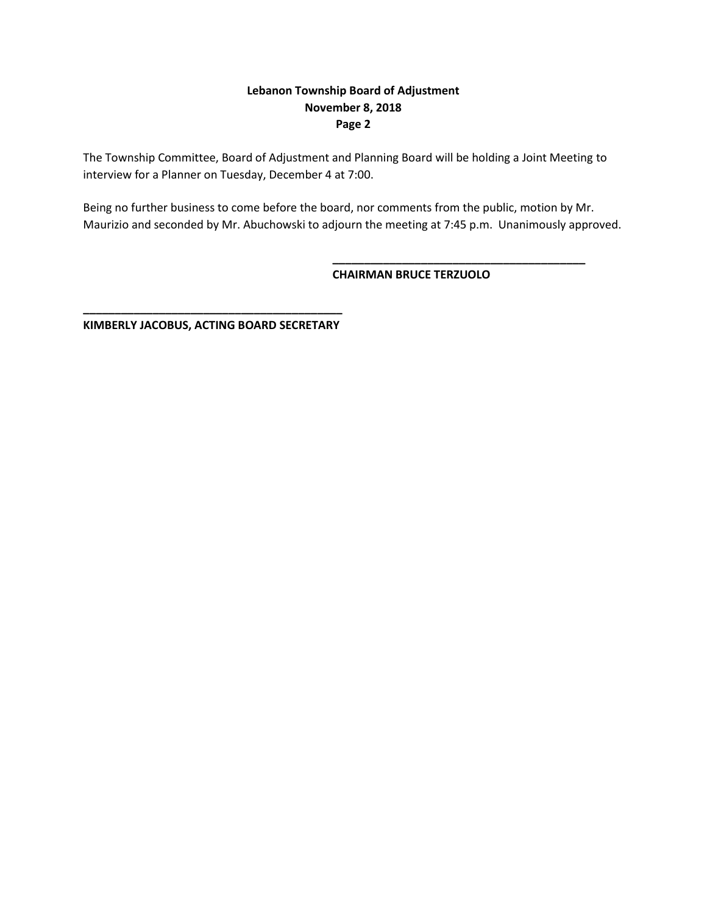The Township Committee, Board of Adjustment and Planning Board will be holding a Joint Meeting to interview for a Planner on Tuesday, December 4 at 7:00.

Being no further business to come before the board, nor comments from the public, motion by Mr. Maurizio and seconded by Mr. Abuchowski to adjourn the meeting at 7:45 p.m. Unanimously approved.

\_\_\_\_\_\_\_\_\_\_\_\_\_\_\_\_\_\_\_\_\_\_\_\_\_\_\_\_\_\_\_\_\_\_\_\_\_\_\_\_

**CHAIRMAN BRUCE TERZUOLO**

\_\_\_\_\_\_\_\_\_\_\_\_\_\_\_\_\_\_\_\_\_\_\_\_\_\_\_\_\_\_\_\_\_\_\_\_\_\_\_\_

**KIMBERLY JACOBUS, ACTING BOARD SECRETARY**